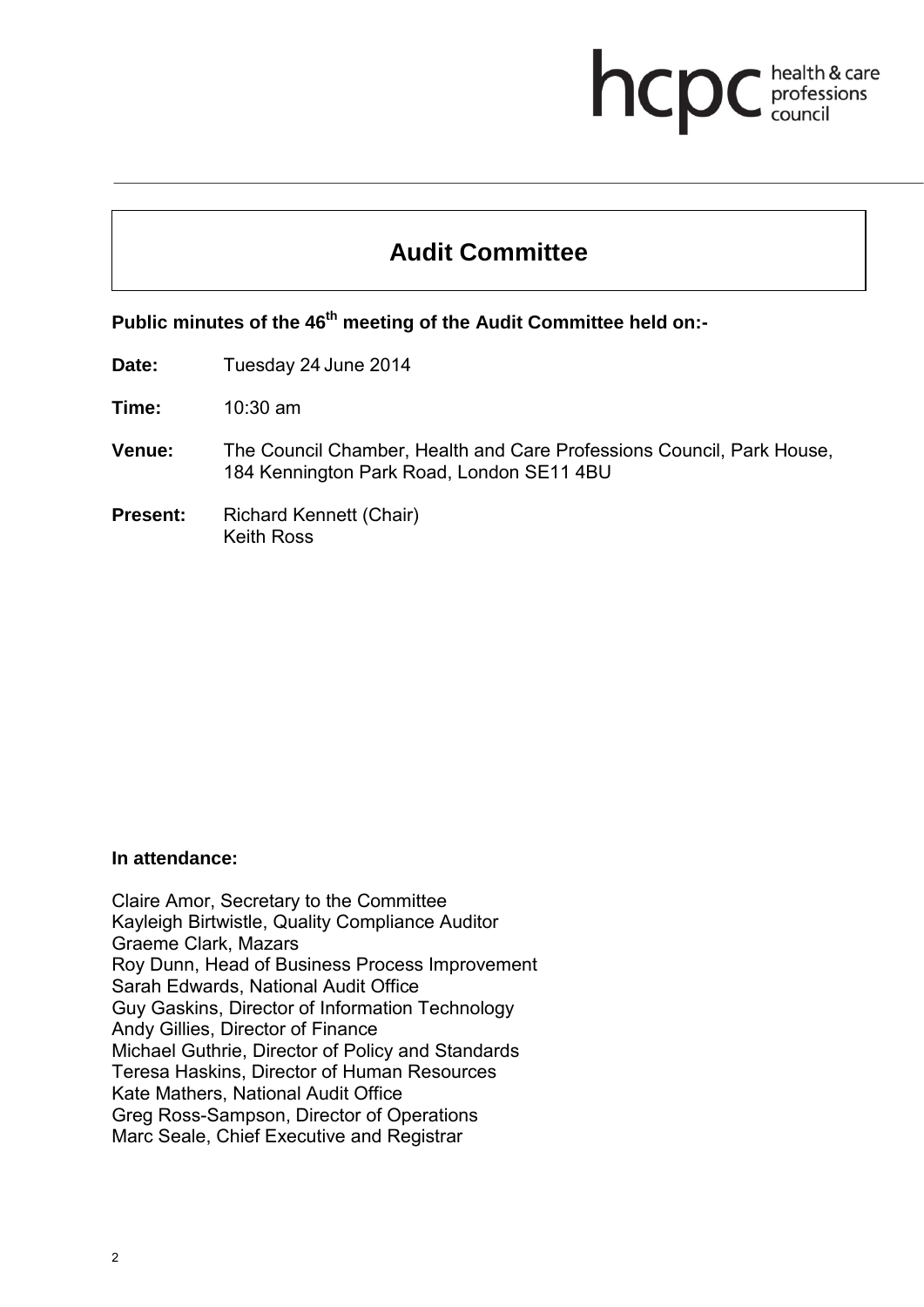# Audit Committee

**Public minutes of the 46th meeting of the Audit Committee held on:-**

**Date:** Tuesday 24 June 2014

**Time:** 10:30 am

**Venue:** The Council Chamber, Health and Care Professions Council, Park House, 184 Kennington Park Road, London SE11 4BU

**Present:** Richard Kennett (Chair)
Keith Ross

**In attendance:**

Claire Amor, Secretary to the Committee
Kayleigh Birtwistle, Quality Compliance Auditor
Graeme Clark, Mazars
Roy Dunn, Head of Business Process Improvement
Sarah Edwards, National Audit Office
Guy Gaskins, Director of Information Technology
Andy Gillies, Director of Finance
Michael Guthrie, Director of Policy and Standards
Teresa Haskins, Director of Human Resources
Kate Mathers, National Audit Office
Greg Ross-Sampson, Director of Operations
Marc Seale, Chief Executive and Registrar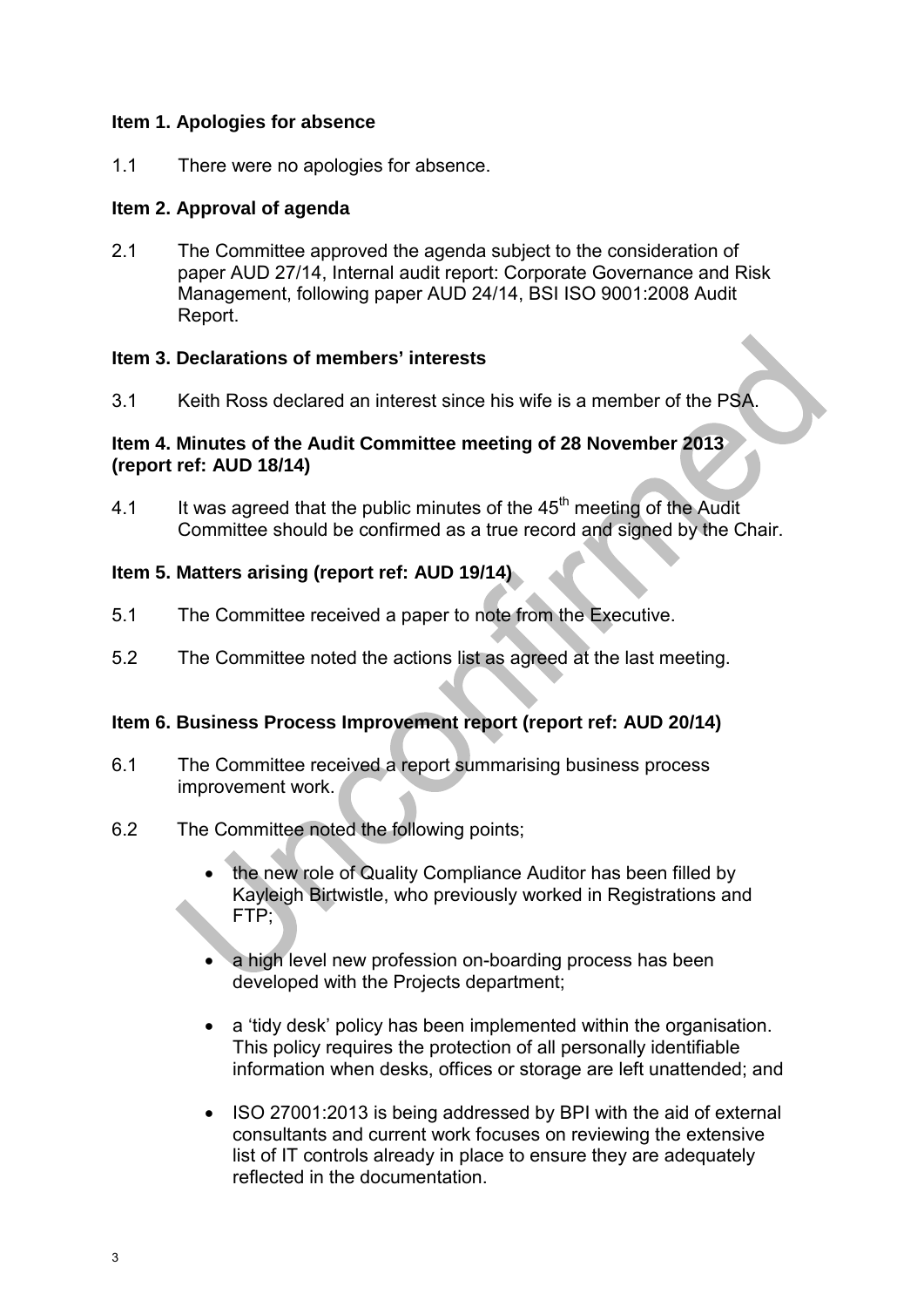**Item 1. Apologies for absence**

1.1 There were no apologies for absence.

**Item 2. Approval of agenda**

2.1 The Committee approved the agenda subject to the consideration of paper AUD 27/14, Internal audit report: Corporate Governance and Risk Management, following paper AUD 24/14, BSI ISO 9001:2008 Audit Report.

**Item 3. Declarations of members' interests**

3.1 Keith Ross declared an interest since his wife is a member of the PSA.

**Item 4. Minutes of the Audit Committee meeting of 28 November 2013 (report ref: AUD 18/14)**

4.1 It was agreed that the public minutes of the 45th meeting of the Audit Committee should be confirmed as a true record and signed by the Chair.

**Item 5. Matters arising (report ref: AUD 19/14)**

5.1 The Committee received a paper to note from the Executive.

5.2 The Committee noted the actions list as agreed at the last meeting.

**Item 6. Business Process Improvement report (report ref: AUD 20/14)**

6.1 The Committee received a report summarising business process improvement work.

6.2 The Committee noted the following points;

- the new role of Quality Compliance Auditor has been filled by Kayleigh Birtwistle, who previously worked in Registrations and FTP;
- a high level new profession on-boarding process has been developed with the Projects department;
- a 'tidy desk' policy has been implemented within the organisation. This policy requires the protection of all personally identifiable information when desks, offices or storage are left unattended; and
- ISO 27001:2013 is being addressed by BPI with the aid of external consultants and current work focuses on reviewing the extensive list of IT controls already in place to ensure they are adequately reflected in the documentation.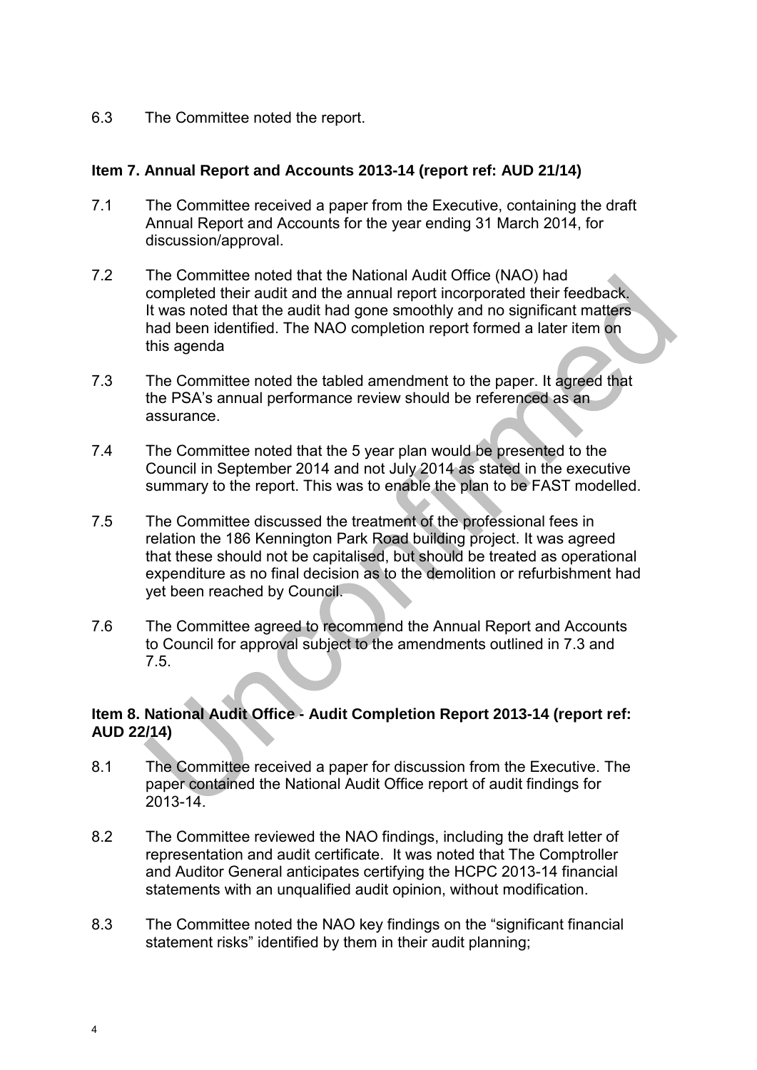6.3 The Committee noted the report.

### Item 7. Annual Report and Accounts 2013-14 (report ref: AUD 21/14)

7.1 The Committee received a paper from the Executive, containing the draft Annual Report and Accounts for the year ending 31 March 2014, for discussion/approval.

7.2 The Committee noted that the National Audit Office (NAO) had completed their audit and the annual report incorporated their feedback. It was noted that the audit had gone smoothly and no significant matters had been identified. The NAO completion report formed a later item on this agenda

7.3 The Committee noted the tabled amendment to the paper. It agreed that the PSA's annual performance review should be referenced as an assurance.

7.4 The Committee noted that the 5 year plan would be presented to the Council in September 2014 and not July 2014 as stated in the executive summary to the report. This was to enable the plan to be FAST modelled.

7.5 The Committee discussed the treatment of the professional fees in relation the 186 Kennington Park Road building project. It was agreed that these should not be capitalised, but should be treated as operational expenditure as no final decision as to the demolition or refurbishment had yet been reached by Council.

7.6 The Committee agreed to recommend the Annual Report and Accounts to Council for approval subject to the amendments outlined in 7.3 and 7.5.

### Item 8. National Audit Office - Audit Completion Report 2013-14 (report ref: AUD 22/14)

8.1 The Committee received a paper for discussion from the Executive. The paper contained the National Audit Office report of audit findings for 2013-14.

8.2 The Committee reviewed the NAO findings, including the draft letter of representation and audit certificate. It was noted that The Comptroller and Auditor General anticipates certifying the HCPC 2013-14 financial statements with an unqualified audit opinion, without modification.

8.3 The Committee noted the NAO key findings on the "significant financial statement risks" identified by them in their audit planning;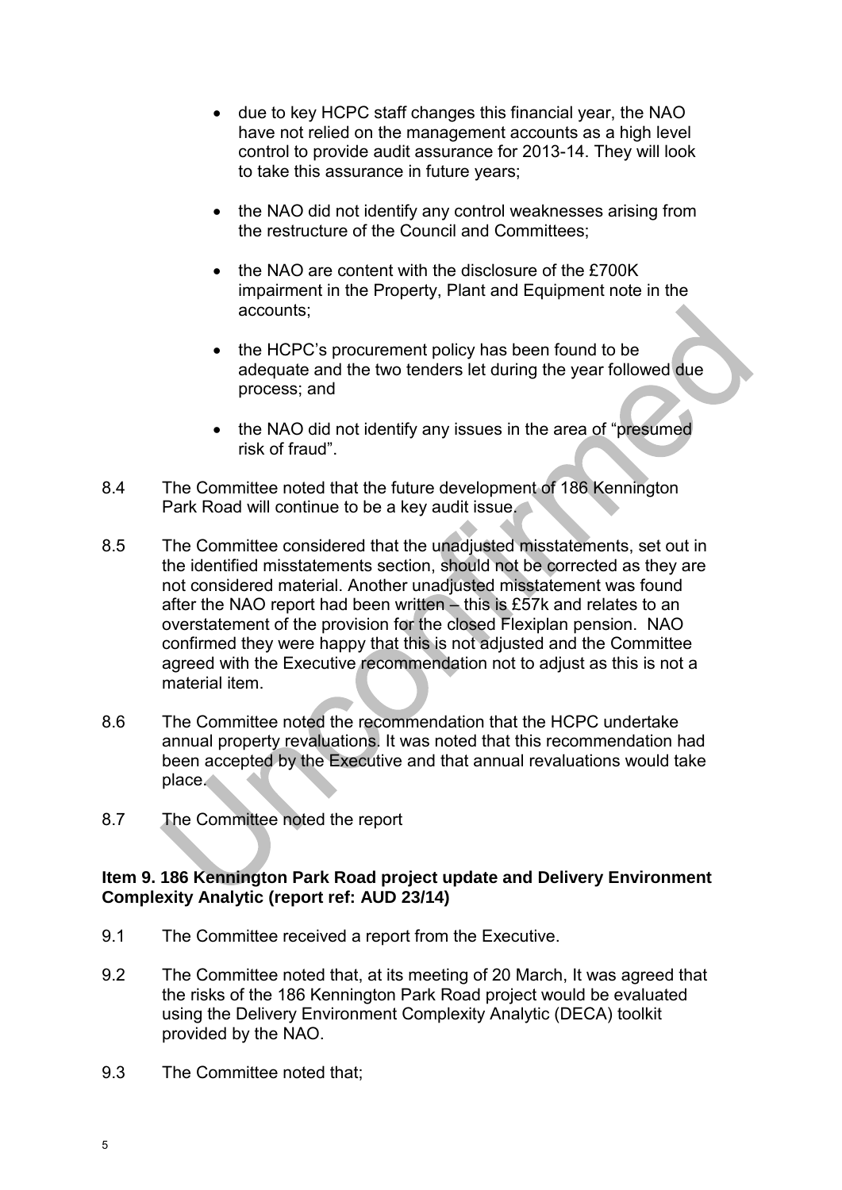- due to key HCPC staff changes this financial year, the NAO have not relied on the management accounts as a high level control to provide audit assurance for 2013-14. They will look to take this assurance in future years;

- the NAO did not identify any control weaknesses arising from the restructure of the Council and Committees;

- the NAO are content with the disclosure of the £700K impairment in the Property, Plant and Equipment note in the accounts;

- the HCPC's procurement policy has been found to be adequate and the two tenders let during the year followed due process; and

- the NAO did not identify any issues in the area of "presumed risk of fraud".

8.4 The Committee noted that the future development of 186 Kennington Park Road will continue to be a key audit issue.

8.5 The Committee considered that the unadjusted misstatements, set out in the identified misstatements section, should not be corrected as they are not considered material. Another unadjusted misstatement was found after the NAO report had been written – this is £57k and relates to an overstatement of the provision for the closed Flexiplan pension. NAO confirmed they were happy that this is not adjusted and the Committee agreed with the Executive recommendation not to adjust as this is not a material item.

8.6 The Committee noted the recommendation that the HCPC undertake annual property revaluations. It was noted that this recommendation had been accepted by the Executive and that annual revaluations would take place.

8.7 The Committee noted the report

**Item 9. 186 Kennington Park Road project update and Delivery Environment Complexity Analytic (report ref: AUD 23/14)**

9.1 The Committee received a report from the Executive.

9.2 The Committee noted that, at its meeting of 20 March, It was agreed that the risks of the 186 Kennington Park Road project would be evaluated using the Delivery Environment Complexity Analytic (DECA) toolkit provided by the NAO.

9.3 The Committee noted that;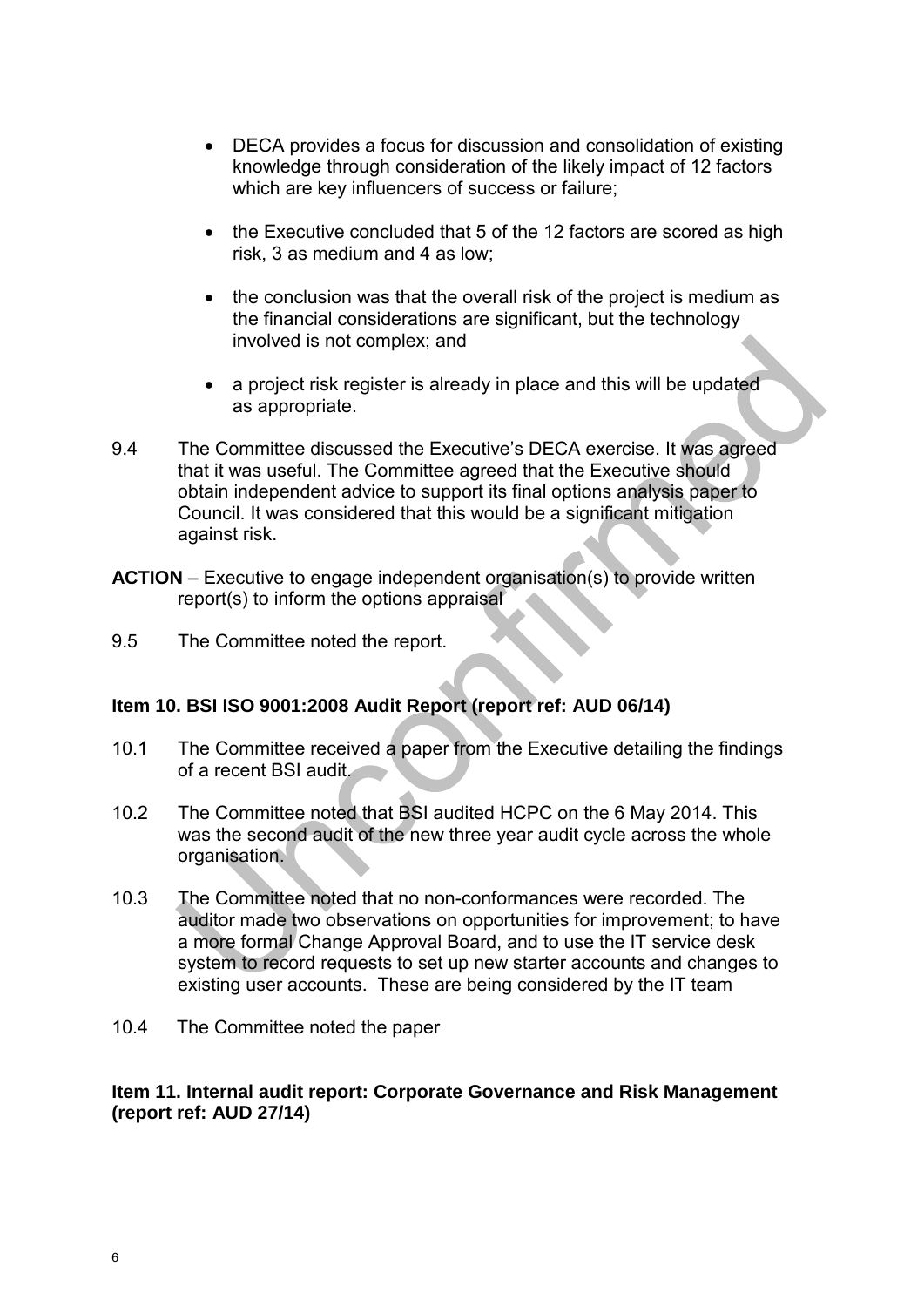- DECA provides a focus for discussion and consolidation of existing knowledge through consideration of the likely impact of 12 factors which are key influencers of success or failure;

- the Executive concluded that 5 of the 12 factors are scored as high risk, 3 as medium and 4 as low;

- the conclusion was that the overall risk of the project is medium as the financial considerations are significant, but the technology involved is not complex; and

- a project risk register is already in place and this will be updated as appropriate.

9.4 The Committee discussed the Executive's DECA exercise. It was agreed that it was useful. The Committee agreed that the Executive should obtain independent advice to support its final options analysis paper to Council. It was considered that this would be a significant mitigation against risk.

**ACTION** – Executive to engage independent organisation(s) to provide written report(s) to inform the options appraisal

9.5 The Committee noted the report.

**Item 10. BSI ISO 9001:2008 Audit Report (report ref: AUD 06/14)**

10.1 The Committee received a paper from the Executive detailing the findings of a recent BSI audit.

10.2 The Committee noted that BSI audited HCPC on the 6 May 2014. This was the second audit of the new three year audit cycle across the whole organisation.

10.3 The Committee noted that no non-conformances were recorded. The auditor made two observations on opportunities for improvement; to have a more formal Change Approval Board, and to use the IT service desk system to record requests to set up new starter accounts and changes to existing user accounts. These are being considered by the IT team

10.4 The Committee noted the paper

**Item 11. Internal audit report: Corporate Governance and Risk Management (report ref: AUD 27/14)**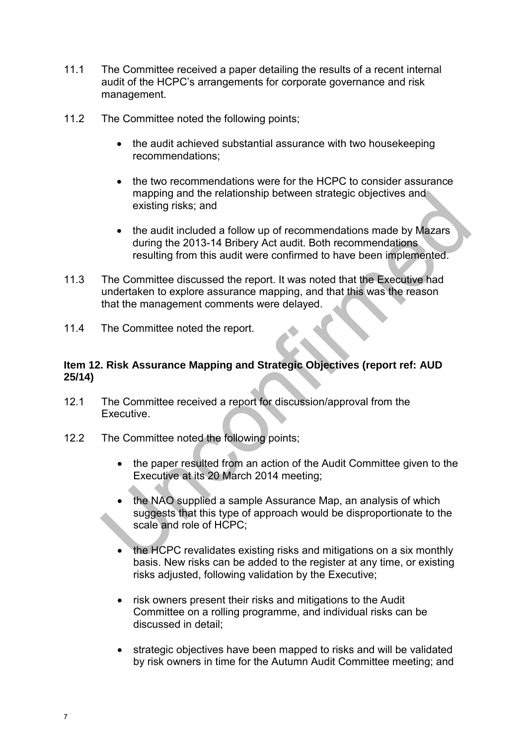11.1 The Committee received a paper detailing the results of a recent internal audit of the HCPC's arrangements for corporate governance and risk management.

11.2 The Committee noted the following points;

- the audit achieved substantial assurance with two housekeeping recommendations;
- the two recommendations were for the HCPC to consider assurance mapping and the relationship between strategic objectives and existing risks; and
- the audit included a follow up of recommendations made by Mazars during the 2013-14 Bribery Act audit. Both recommendations resulting from this audit were confirmed to have been implemented.

11.3 The Committee discussed the report. It was noted that the Executive had undertaken to explore assurance mapping, and that this was the reason that the management comments were delayed.

11.4 The Committee noted the report.

**Item 12. Risk Assurance Mapping and Strategic Objectives (report ref: AUD 25/14)**

12.1 The Committee received a report for discussion/approval from the Executive.

12.2 The Committee noted the following points;

- the paper resulted from an action of the Audit Committee given to the Executive at its 20 March 2014 meeting;
- the NAO supplied a sample Assurance Map, an analysis of which suggests that this type of approach would be disproportionate to the scale and role of HCPC;
- the HCPC revalidates existing risks and mitigations on a six monthly basis. New risks can be added to the register at any time, or existing risks adjusted, following validation by the Executive;
- risk owners present their risks and mitigations to the Audit Committee on a rolling programme, and individual risks can be discussed in detail;
- strategic objectives have been mapped to risks and will be validated by risk owners in time for the Autumn Audit Committee meeting; and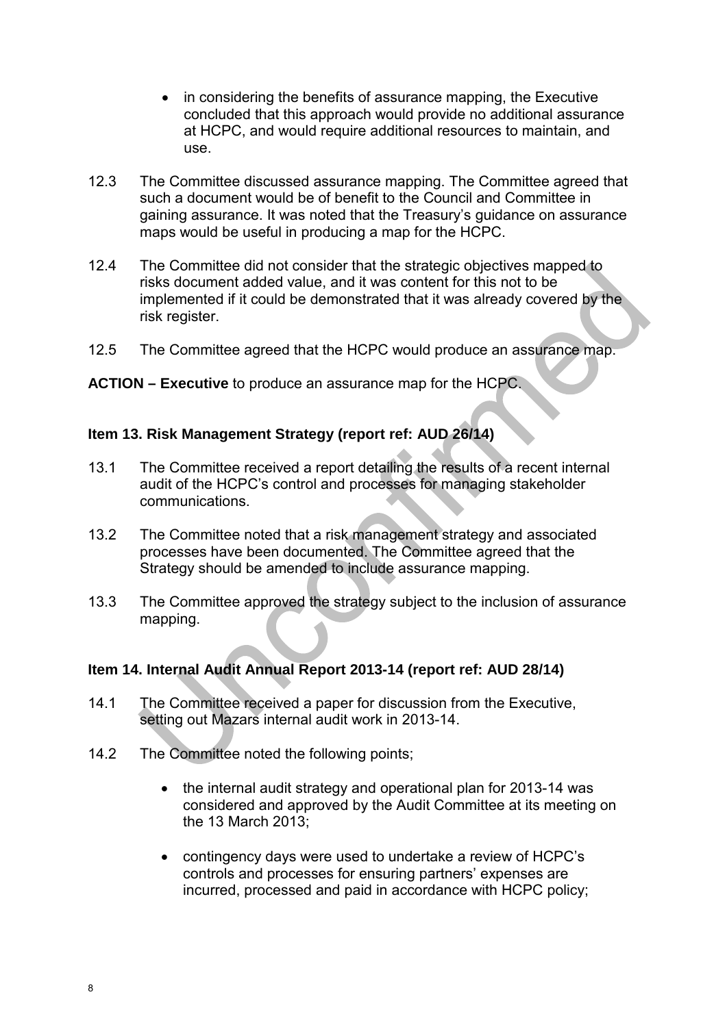- in considering the benefits of assurance mapping, the Executive concluded that this approach would provide no additional assurance at HCPC, and would require additional resources to maintain, and use.

12.3 The Committee discussed assurance mapping. The Committee agreed that such a document would be of benefit to the Council and Committee in gaining assurance. It was noted that the Treasury's guidance on assurance maps would be useful in producing a map for the HCPC.

12.4 The Committee did not consider that the strategic objectives mapped to risks document added value, and it was content for this not to be implemented if it could be demonstrated that it was already covered by the risk register.

12.5 The Committee agreed that the HCPC would produce an assurance map.

**ACTION – Executive** to produce an assurance map for the HCPC.

**Item 13. Risk Management Strategy (report ref: AUD 26/14)**

13.1 The Committee received a report detailing the results of a recent internal audit of the HCPC's control and processes for managing stakeholder communications.

13.2 The Committee noted that a risk management strategy and associated processes have been documented. The Committee agreed that the Strategy should be amended to include assurance mapping.

13.3 The Committee approved the strategy subject to the inclusion of assurance mapping.

**Item 14. Internal Audit Annual Report 2013-14 (report ref: AUD 28/14)**

14.1 The Committee received a paper for discussion from the Executive, setting out Mazars internal audit work in 2013-14.

14.2 The Committee noted the following points;

- the internal audit strategy and operational plan for 2013-14 was considered and approved by the Audit Committee at its meeting on the 13 March 2013;

- contingency days were used to undertake a review of HCPC's controls and processes for ensuring partners' expenses are incurred, processed and paid in accordance with HCPC policy;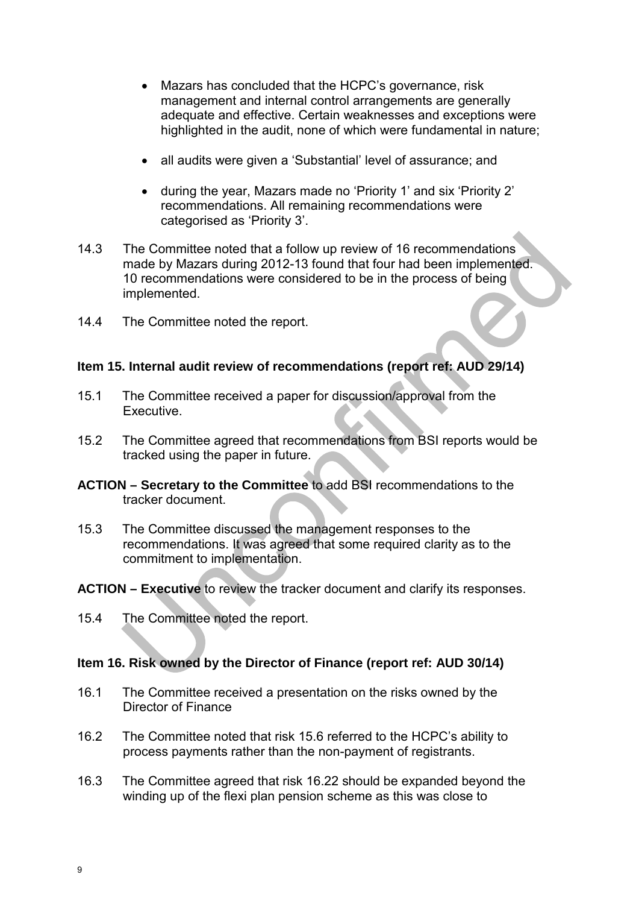- Mazars has concluded that the HCPC's governance, risk management and internal control arrangements are generally adequate and effective. Certain weaknesses and exceptions were highlighted in the audit, none of which were fundamental in nature;

- all audits were given a 'Substantial' level of assurance; and

- during the year, Mazars made no 'Priority 1' and six 'Priority 2' recommendations. All remaining recommendations were categorised as 'Priority 3'.

14.3 The Committee noted that a follow up review of 16 recommendations made by Mazars during 2012-13 found that four had been implemented. 10 recommendations were considered to be in the process of being implemented.

14.4 The Committee noted the report.

**Item 15. Internal audit review of recommendations (report ref: AUD 29/14)**

15.1 The Committee received a paper for discussion/approval from the Executive.

15.2 The Committee agreed that recommendations from BSI reports would be tracked using the paper in future.

**ACTION – Secretary to the Committee** to add BSI recommendations to the tracker document.

15.3 The Committee discussed the management responses to the recommendations. It was agreed that some required clarity as to the commitment to implementation.

**ACTION – Executive** to review the tracker document and clarify its responses.

15.4 The Committee noted the report.

**Item 16. Risk owned by the Director of Finance (report ref: AUD 30/14)**

16.1 The Committee received a presentation on the risks owned by the Director of Finance

16.2 The Committee noted that risk 15.6 referred to the HCPC's ability to process payments rather than the non-payment of registrants.

16.3 The Committee agreed that risk 16.22 should be expanded beyond the winding up of the flexi plan pension scheme as this was close to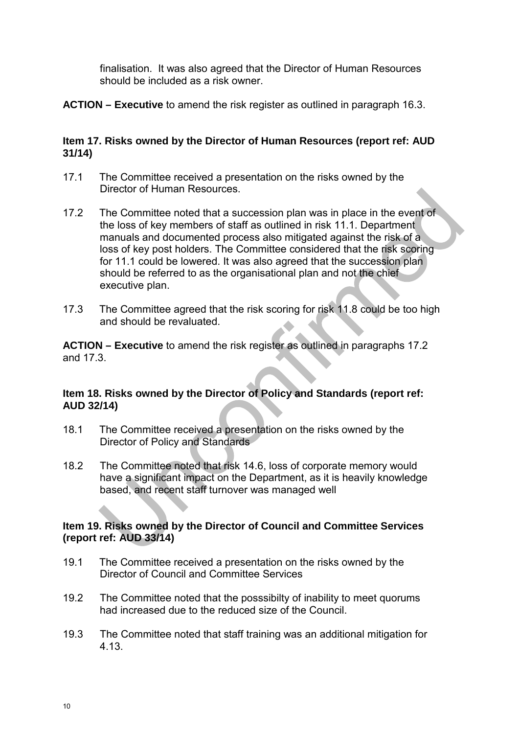finalisation. It was also agreed that the Director of Human Resources should be included as a risk owner.

**ACTION – Executive** to amend the risk register as outlined in paragraph 16.3.

### Item 17. Risks owned by the Director of Human Resources (report ref: AUD 31/14)

17.1 The Committee received a presentation on the risks owned by the Director of Human Resources.

17.2 The Committee noted that a succession plan was in place in the event of the loss of key members of staff as outlined in risk 11.1. Department manuals and documented process also mitigated against the risk of a loss of key post holders. The Committee considered that the risk scoring for 11.1 could be lowered. It was also agreed that the succession plan should be referred to as the organisational plan and not the chief executive plan.

17.3 The Committee agreed that the risk scoring for risk 11.8 could be too high and should be revaluated.

**ACTION – Executive** to amend the risk register as outlined in paragraphs 17.2 and 17.3.

### Item 18. Risks owned by the Director of Policy and Standards (report ref: AUD 32/14)

18.1 The Committee received a presentation on the risks owned by the Director of Policy and Standards

18.2 The Committee noted that risk 14.6, loss of corporate memory would have a significant impact on the Department, as it is heavily knowledge based, and recent staff turnover was managed well

### Item 19. Risks owned by the Director of Council and Committee Services (report ref: AUD 33/14)

19.1 The Committee received a presentation on the risks owned by the Director of Council and Committee Services

19.2 The Committee noted that the posssibilty of inability to meet quorums had increased due to the reduced size of the Council.

19.3 The Committee noted that staff training was an additional mitigation for 4.13.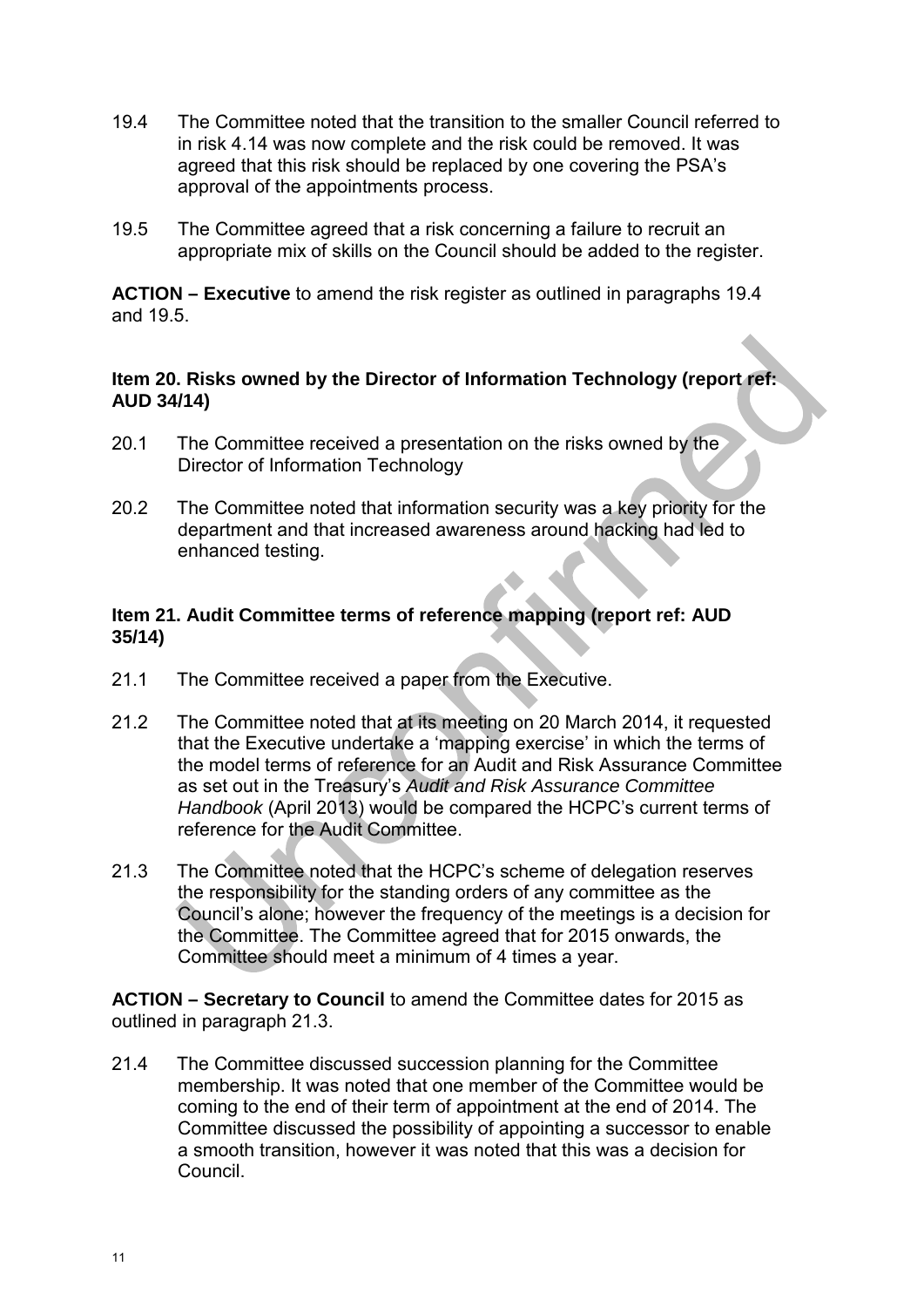19.4 The Committee noted that the transition to the smaller Council referred to in risk 4.14 was now complete and the risk could be removed. It was agreed that this risk should be replaced by one covering the PSA's approval of the appointments process.

19.5 The Committee agreed that a risk concerning a failure to recruit an appropriate mix of skills on the Council should be added to the register.

**ACTION – Executive** to amend the risk register as outlined in paragraphs 19.4 and 19.5.

**Item 20. Risks owned by the Director of Information Technology (report ref: AUD 34/14)**

20.1 The Committee received a presentation on the risks owned by the Director of Information Technology

20.2 The Committee noted that information security was a key priority for the department and that increased awareness around hacking had led to enhanced testing.

**Item 21. Audit Committee terms of reference mapping (report ref: AUD 35/14)**

21.1 The Committee received a paper from the Executive.

21.2 The Committee noted that at its meeting on 20 March 2014, it requested that the Executive undertake a 'mapping exercise' in which the terms of the model terms of reference for an Audit and Risk Assurance Committee as set out in the Treasury's *Audit and Risk Assurance Committee Handbook* (April 2013) would be compared the HCPC's current terms of reference for the Audit Committee.

21.3 The Committee noted that the HCPC's scheme of delegation reserves the responsibility for the standing orders of any committee as the Council's alone; however the frequency of the meetings is a decision for the Committee. The Committee agreed that for 2015 onwards, the Committee should meet a minimum of 4 times a year.

**ACTION – Secretary to Council** to amend the Committee dates for 2015 as outlined in paragraph 21.3.

21.4 The Committee discussed succession planning for the Committee membership. It was noted that one member of the Committee would be coming to the end of their term of appointment at the end of 2014. The Committee discussed the possibility of appointing a successor to enable a smooth transition, however it was noted that this was a decision for Council.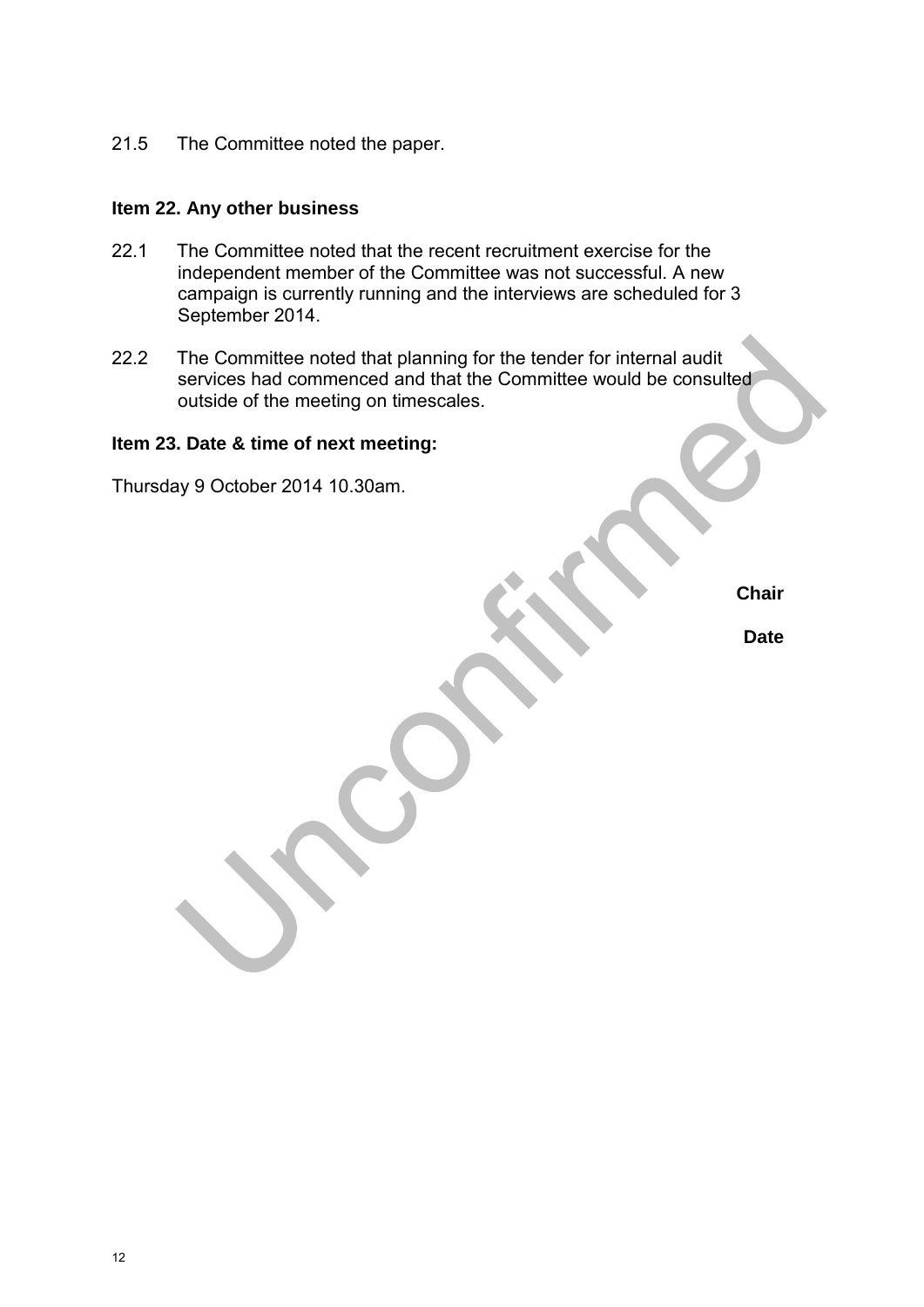21.5 The Committee noted the paper.

**Item 22. Any other business**

22.1 The Committee noted that the recent recruitment exercise for the independent member of the Committee was not successful. A new campaign is currently running and the interviews are scheduled for 3 September 2014.

22.2 The Committee noted that planning for the tender for internal audit services had commenced and that the Committee would be consulted outside of the meeting on timescales.

**Item 23. Date & time of next meeting:**

Thursday 9 October 2014 10.30am.

**Chair**

**Date**

Unconfirmed